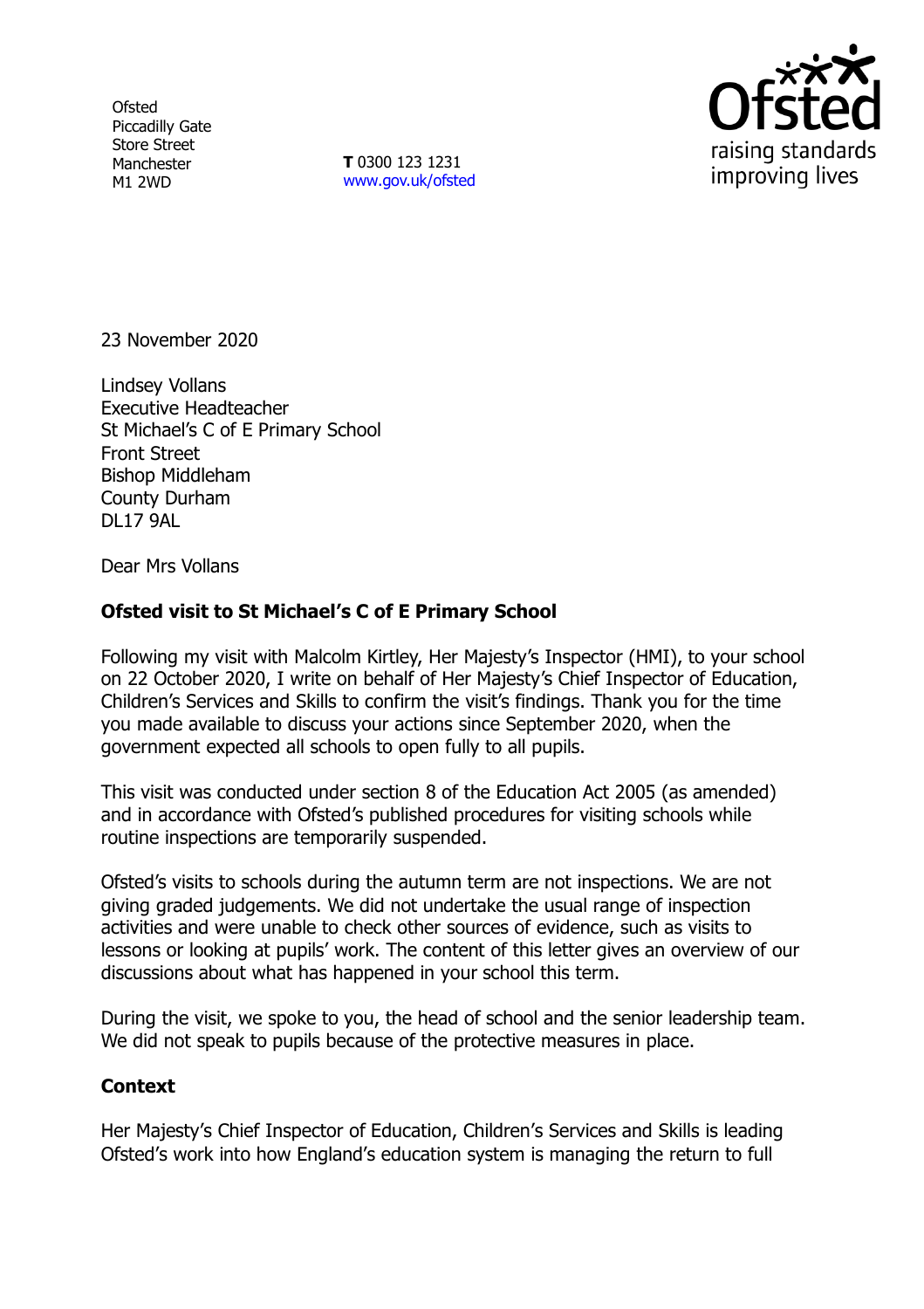Ofsted
Piccadilly Gate
Store Street
Manchester
M1 2WD

**T** 0300 123 1231
www.gov.uk/ofsted

23 November 2020

Lindsey Vollans
Executive Headteacher
St Michael's C of E Primary School
Front Street
Bishop Middleham
County Durham
DL17 9AL

Dear Mrs Vollans

**Ofsted visit to St Michael's C of E Primary School**

Following my visit with Malcolm Kirtley, Her Majesty's Inspector (HMI), to your school on 22 October 2020, I write on behalf of Her Majesty's Chief Inspector of Education, Children's Services and Skills to confirm the visit's findings. Thank you for the time you made available to discuss your actions since September 2020, when the government expected all schools to open fully to all pupils.

This visit was conducted under section 8 of the Education Act 2005 (as amended) and in accordance with Ofsted's published procedures for visiting schools while routine inspections are temporarily suspended.

Ofsted's visits to schools during the autumn term are not inspections. We are not giving graded judgements. We did not undertake the usual range of inspection activities and were unable to check other sources of evidence, such as visits to lessons or looking at pupils' work. The content of this letter gives an overview of our discussions about what has happened in your school this term.

During the visit, we spoke to you, the head of school and the senior leadership team. We did not speak to pupils because of the protective measures in place.

**Context**

Her Majesty's Chief Inspector of Education, Children's Services and Skills is leading Ofsted's work into how England's education system is managing the return to full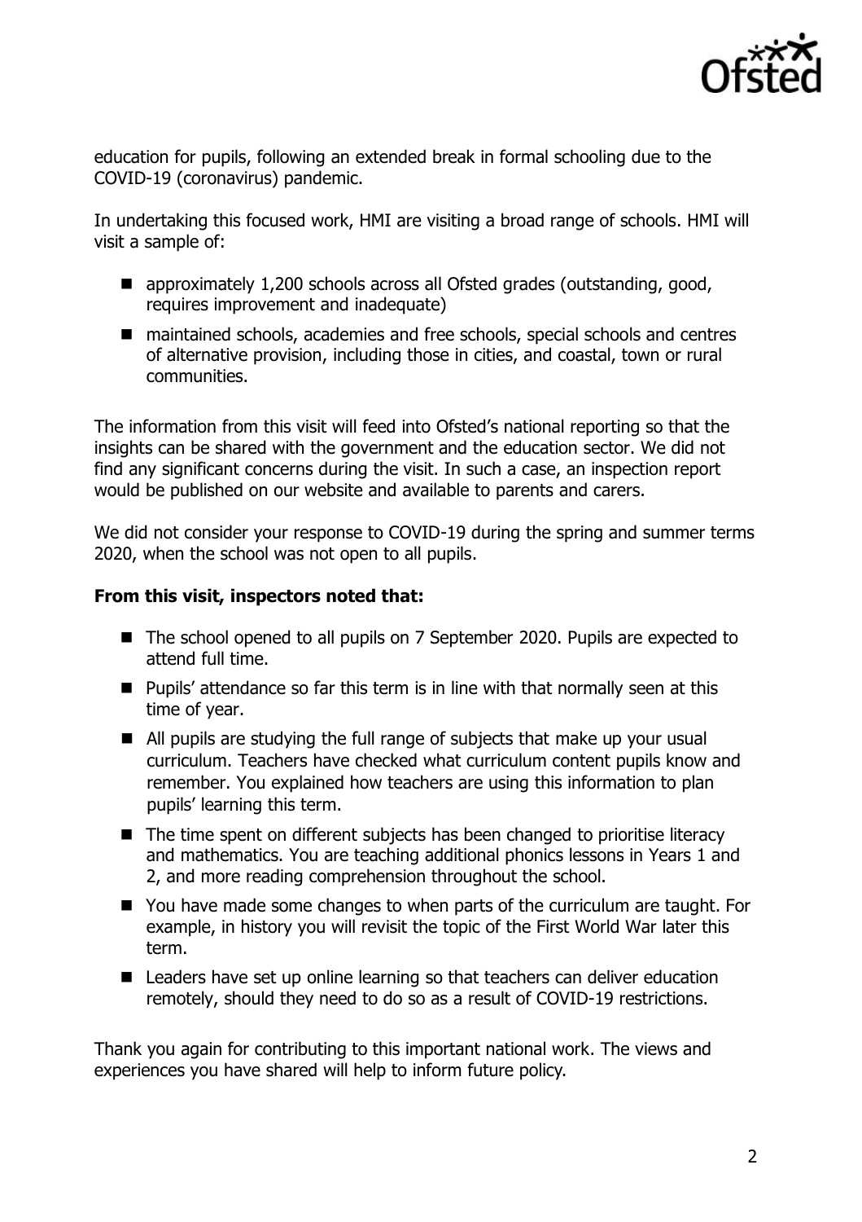education for pupils, following an extended break in formal schooling due to the COVID-19 (coronavirus) pandemic.

In undertaking this focused work, HMI are visiting a broad range of schools. HMI will visit a sample of:

- approximately 1,200 schools across all Ofsted grades (outstanding, good, requires improvement and inadequate)
- maintained schools, academies and free schools, special schools and centres of alternative provision, including those in cities, and coastal, town or rural communities.

The information from this visit will feed into Ofsted's national reporting so that the insights can be shared with the government and the education sector. We did not find any significant concerns during the visit. In such a case, an inspection report would be published on our website and available to parents and carers.

We did not consider your response to COVID-19 during the spring and summer terms 2020, when the school was not open to all pupils.

**From this visit, inspectors noted that:**

- The school opened to all pupils on 7 September 2020. Pupils are expected to attend full time.
- Pupils' attendance so far this term is in line with that normally seen at this time of year.
- All pupils are studying the full range of subjects that make up your usual curriculum. Teachers have checked what curriculum content pupils know and remember. You explained how teachers are using this information to plan pupils' learning this term.
- The time spent on different subjects has been changed to prioritise literacy and mathematics. You are teaching additional phonics lessons in Years 1 and 2, and more reading comprehension throughout the school.
- You have made some changes to when parts of the curriculum are taught. For example, in history you will revisit the topic of the First World War later this term.
- Leaders have set up online learning so that teachers can deliver education remotely, should they need to do so as a result of COVID-19 restrictions.

Thank you again for contributing to this important national work. The views and experiences you have shared will help to inform future policy.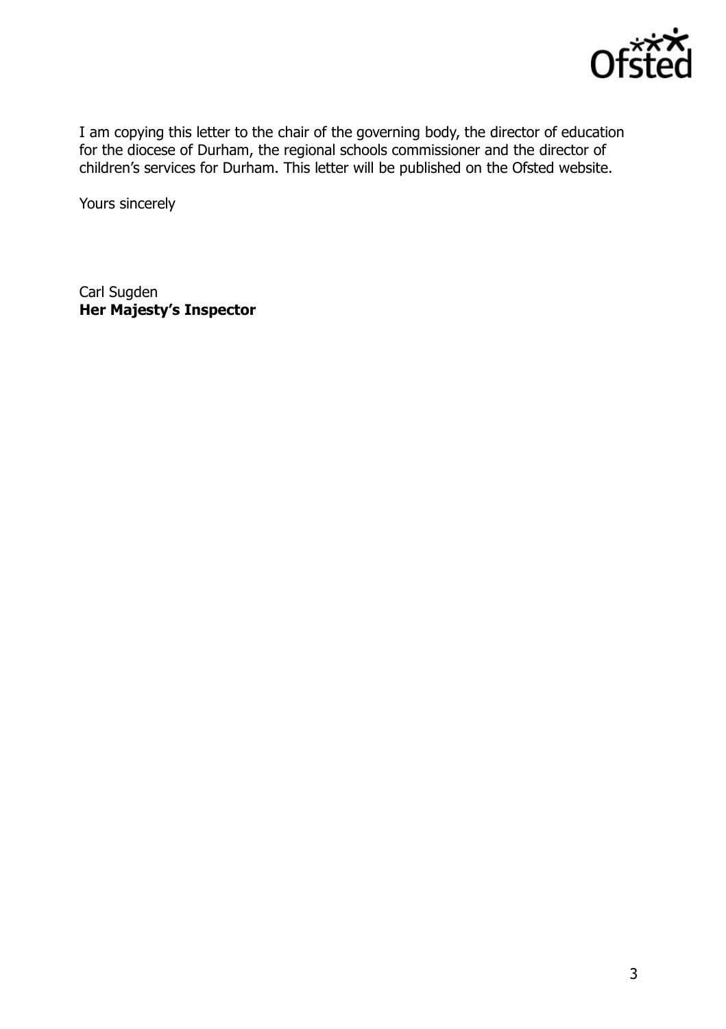I am copying this letter to the chair of the governing body, the director of education for the diocese of Durham, the regional schools commissioner and the director of children's services for Durham. This letter will be published on the Ofsted website.

Yours sincerely

Carl Sugden
**Her Majesty's Inspector**